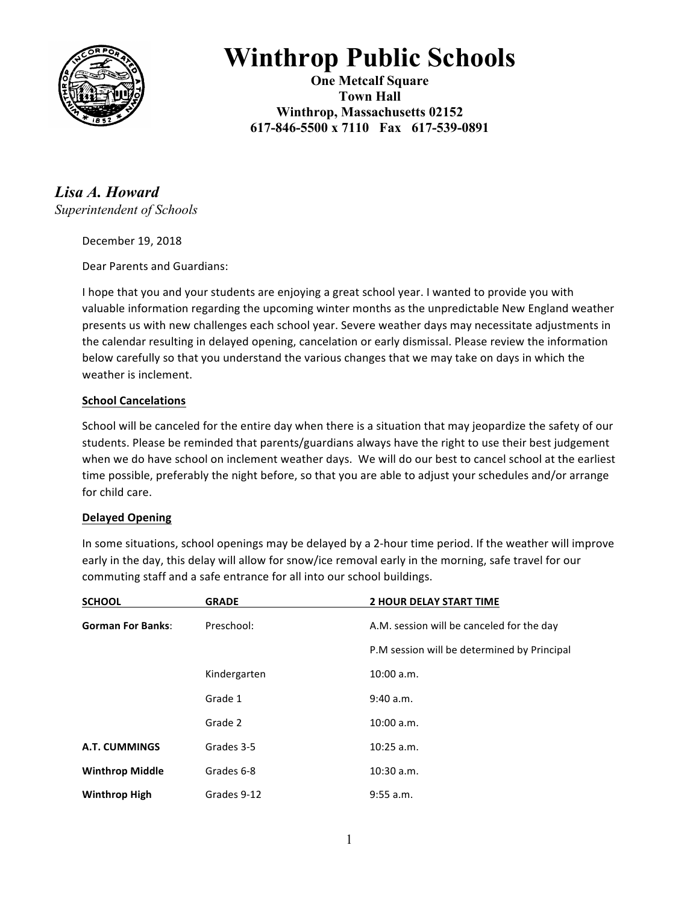# Winthrop Public Schools

**One Metcalf Square**
**Town Hall**
**Winthrop, Massachusetts 02152**
**617-846-5500 x 7110 Fax 617-539-0891**

***Lisa A. Howard***
*Superintendent of Schools*

December 19, 2018

Dear Parents and Guardians:

I hope that you and your students are enjoying a great school year. I wanted to provide you with valuable information regarding the upcoming winter months as the unpredictable New England weather presents us with new challenges each school year. Severe weather days may necessitate adjustments in the calendar resulting in delayed opening, cancelation or early dismissal. Please review the information below carefully so that you understand the various changes that we may take on days in which the weather is inclement.

**School Cancelations**

School will be canceled for the entire day when there is a situation that may jeopardize the safety of our students. Please be reminded that parents/guardians always have the right to use their best judgement when we do have school on inclement weather days. We will do our best to cancel school at the earliest time possible, preferably the night before, so that you are able to adjust your schedules and/or arrange for child care.

**Delayed Opening**

In some situations, school openings may be delayed by a 2-hour time period. If the weather will improve early in the day, this delay will allow for snow/ice removal early in the morning, safe travel for our commuting staff and a safe entrance for all into our school buildings.

| SCHOOL | GRADE | 2 HOUR DELAY START TIME |
|---|---|---|
| **Gorman For Banks**: | Preschool: | A.M. session will be canceled for the day |
| | | P.M session will be determined by Principal |
| | Kindergarten | 10:00 a.m. |
| | Grade 1 | 9:40 a.m. |
| | Grade 2 | 10:00 a.m. |
| **A.T. CUMMINGS** | Grades 3-5 | 10:25 a.m. |
| **Winthrop Middle** | Grades 6-8 | 10:30 a.m. |
| **Winthrop High** | Grades 9-12 | 9:55 a.m. |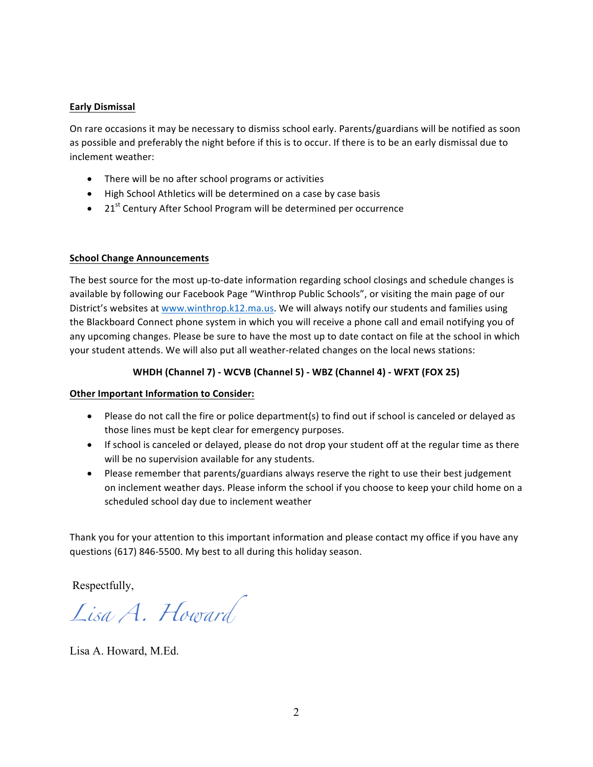**Early Dismissal**

On rare occasions it may be necessary to dismiss school early. Parents/guardians will be notified as soon as possible and preferably the night before if this is to occur. If there is to be an early dismissal due to inclement weather:

- There will be no after school programs or activities
- High School Athletics will be determined on a case by case basis
- 21st Century After School Program will be determined per occurrence

**School Change Announcements**

The best source for the most up-to-date information regarding school closings and schedule changes is available by following our Facebook Page "Winthrop Public Schools", or visiting the main page of our District's websites at [www.winthrop.k12.ma.us](http://www.winthrop.k12.ma.us). We will always notify our students and families using the Blackboard Connect phone system in which you will receive a phone call and email notifying you of any upcoming changes. Please be sure to have the most up to date contact on file at the school in which your student attends. We will also put all weather-related changes on the local news stations:

**WHDH (Channel 7) - WCVB (Channel 5) - WBZ (Channel 4) - WFXT (FOX 25)**

**Other Important Information to Consider:**

- Please do not call the fire or police department(s) to find out if school is canceled or delayed as those lines must be kept clear for emergency purposes.
- If school is canceled or delayed, please do not drop your student off at the regular time as there will be no supervision available for any students.
- Please remember that parents/guardians always reserve the right to use their best judgement on inclement weather days. Please inform the school if you choose to keep your child home on a scheduled school day due to inclement weather

Thank you for your attention to this important information and please contact my office if you have any questions (617) 846-5500. My best to all during this holiday season.

Respectfully,

*Lisa A. Howard*

Lisa A. Howard, M.Ed.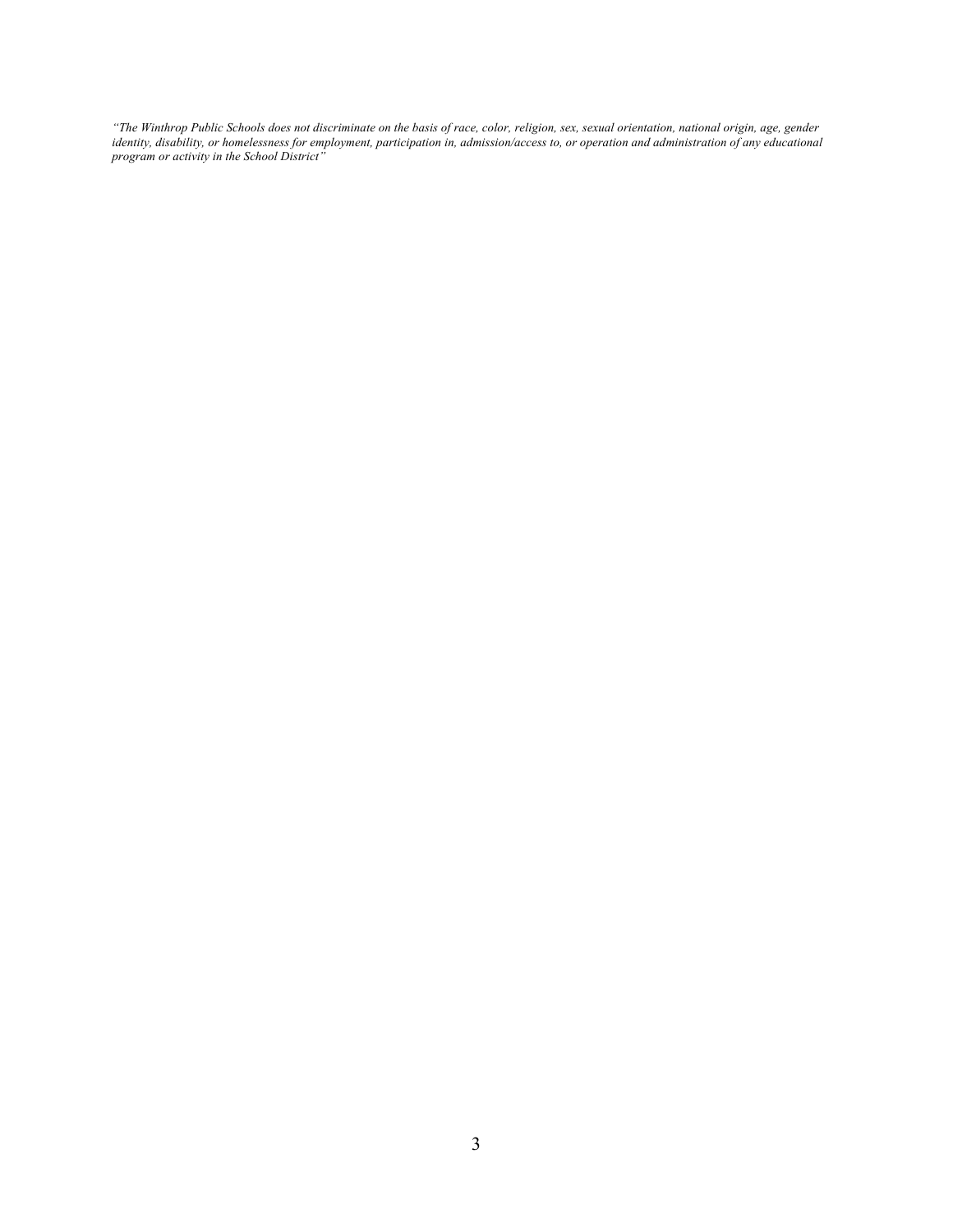*"The Winthrop Public Schools does not discriminate on the basis of race, color, religion, sex, sexual orientation, national origin, age, gender identity, disability, or homelessness for employment, participation in, admission/access to, or operation and administration of any educational program or activity in the School District"*